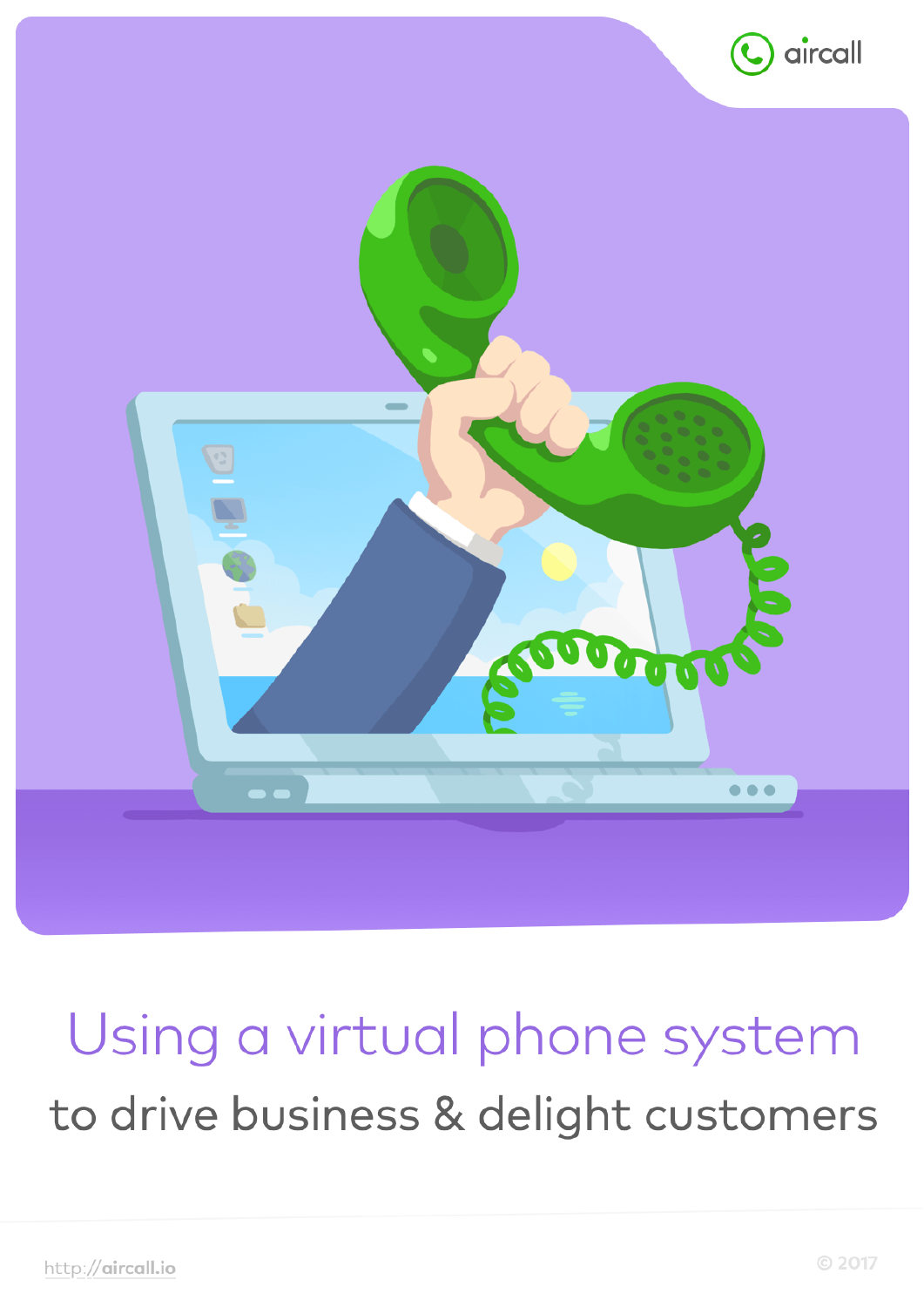aircall

# Using a virtual phone system

## to drive business & delight customers

http://aircall.io

© 2017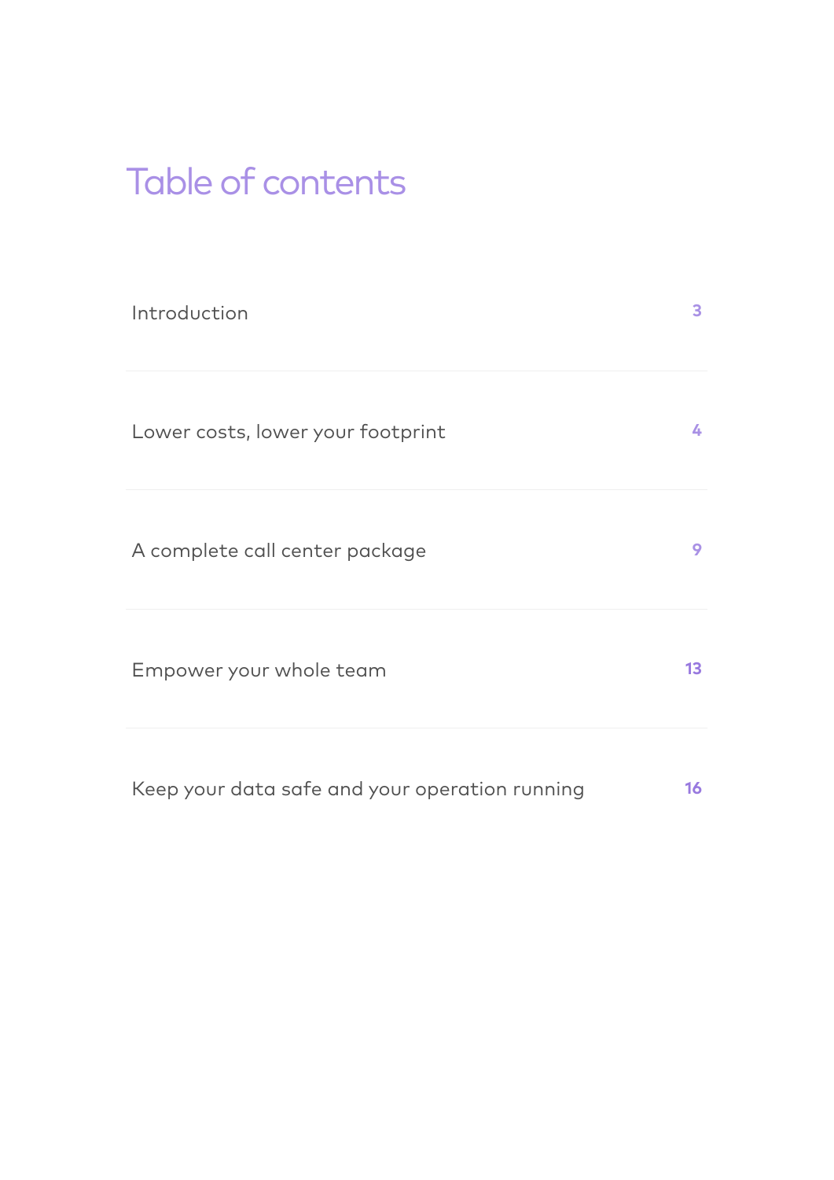# Table of contents

| | |
|---|---|
| Introduction | 3 |
| Lower costs, lower your footprint | 4 |
| A complete call center package | 9 |
| Empower your whole team | 13 |
| Keep your data safe and your operation running | 16 |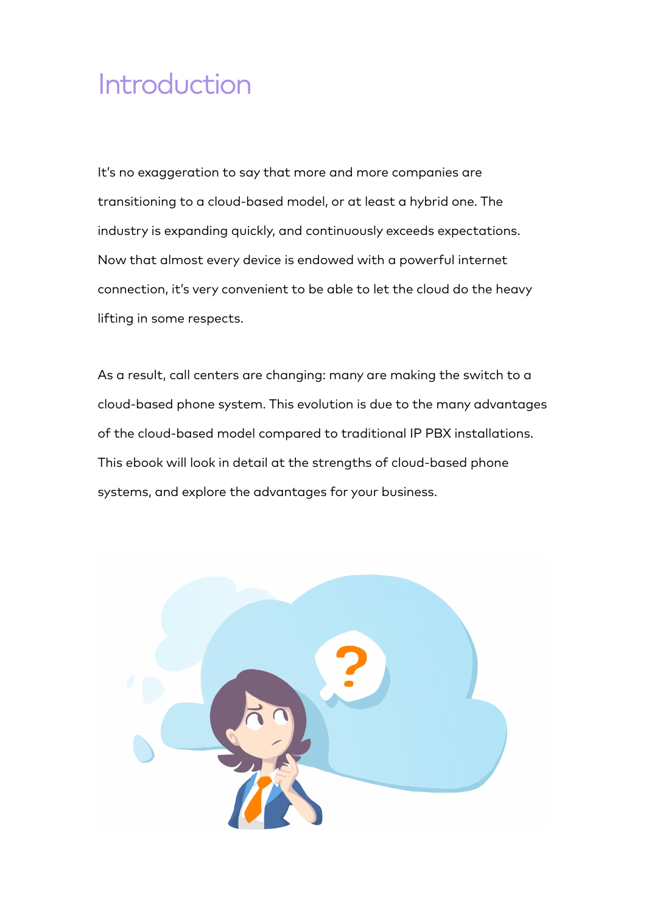# Introduction

It's no exaggeration to say that more and more companies are transitioning to a cloud-based model, or at least a hybrid one. The industry is expanding quickly, and continuously exceeds expectations. Now that almost every device is endowed with a powerful internet connection, it's very convenient to be able to let the cloud do the heavy lifting in some respects.

As a result, call centers are changing: many are making the switch to a cloud-based phone system. This evolution is due to the many advantages of the cloud-based model compared to traditional IP PBX installations. This ebook will look in detail at the strengths of cloud-based phone systems, and explore the advantages for your business.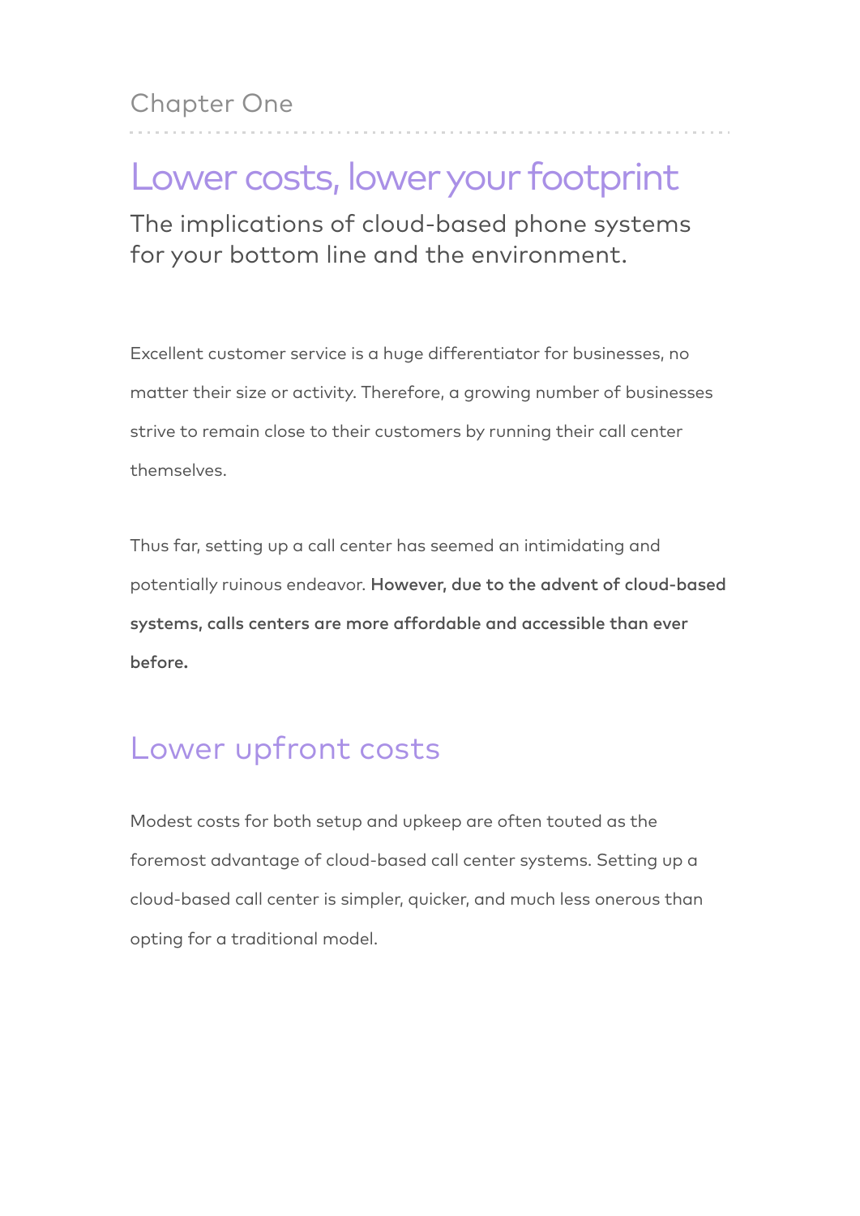Chapter One

# Lower costs, lower your footprint

The implications of cloud-based phone systems for your bottom line and the environment.

Excellent customer service is a huge differentiator for businesses, no matter their size or activity. Therefore, a growing number of businesses strive to remain close to their customers by running their call center themselves.

Thus far, setting up a call center has seemed an intimidating and potentially ruinous endeavor. **However, due to the advent of cloud-based systems, calls centers are more affordable and accessible than ever before.**

## Lower upfront costs

Modest costs for both setup and upkeep are often touted as the foremost advantage of cloud-based call center systems. Setting up a cloud-based call center is simpler, quicker, and much less onerous than opting for a traditional model.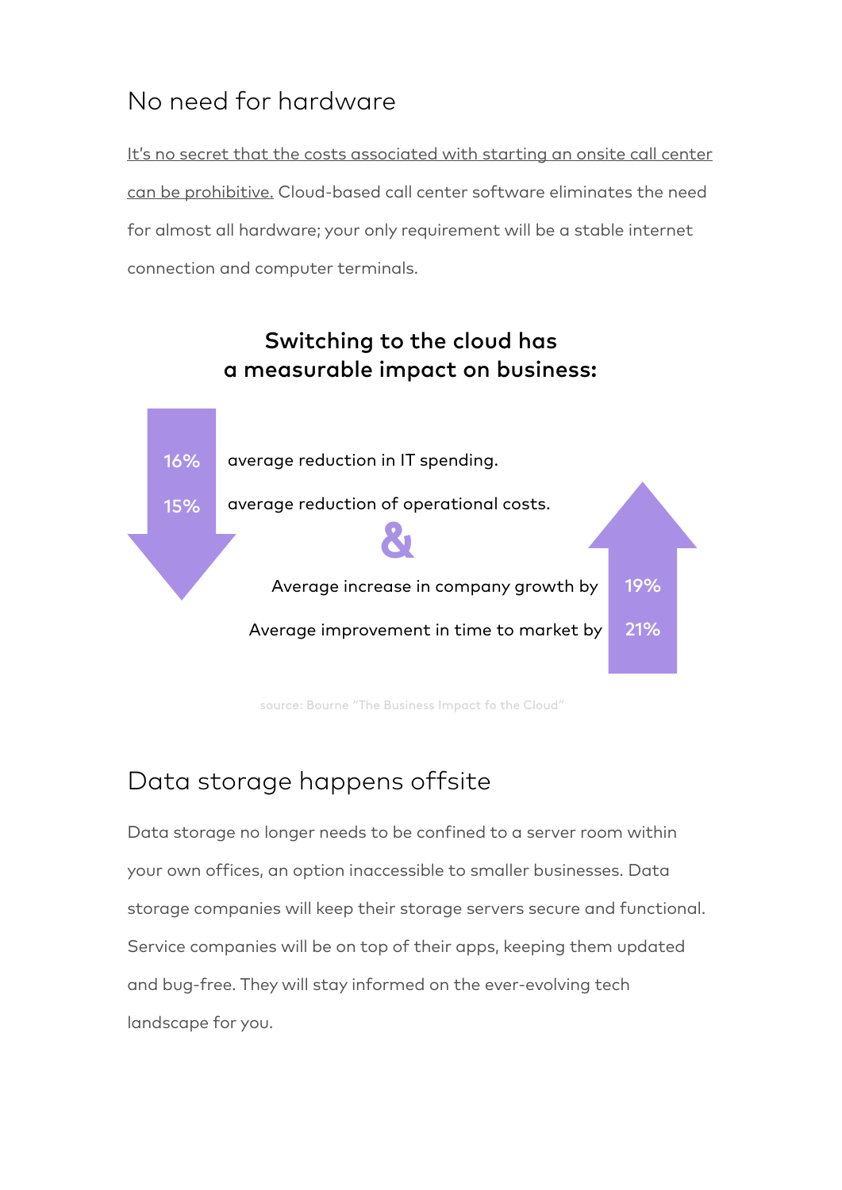## No need for hardware

It's no secret that the costs associated with starting an onsite call center can be prohibitive. Cloud-based call center software eliminates the need for almost all hardware; your only requirement will be a stable internet connection and computer terminals.

**Switching to the cloud has a measurable impact on business:**

16% average reduction in IT spending.

15% average reduction of operational costs.

&

Average increase in company growth by 19%

Average improvement in time to market by 21%

source: Bourne "The Business Impact fo the Cloud"

## Data storage happens offsite

Data storage no longer needs to be confined to a server room within your own offices, an option inaccessible to smaller businesses. Data storage companies will keep their storage servers secure and functional. Service companies will be on top of their apps, keeping them updated and bug-free. They will stay informed on the ever-evolving tech landscape for you.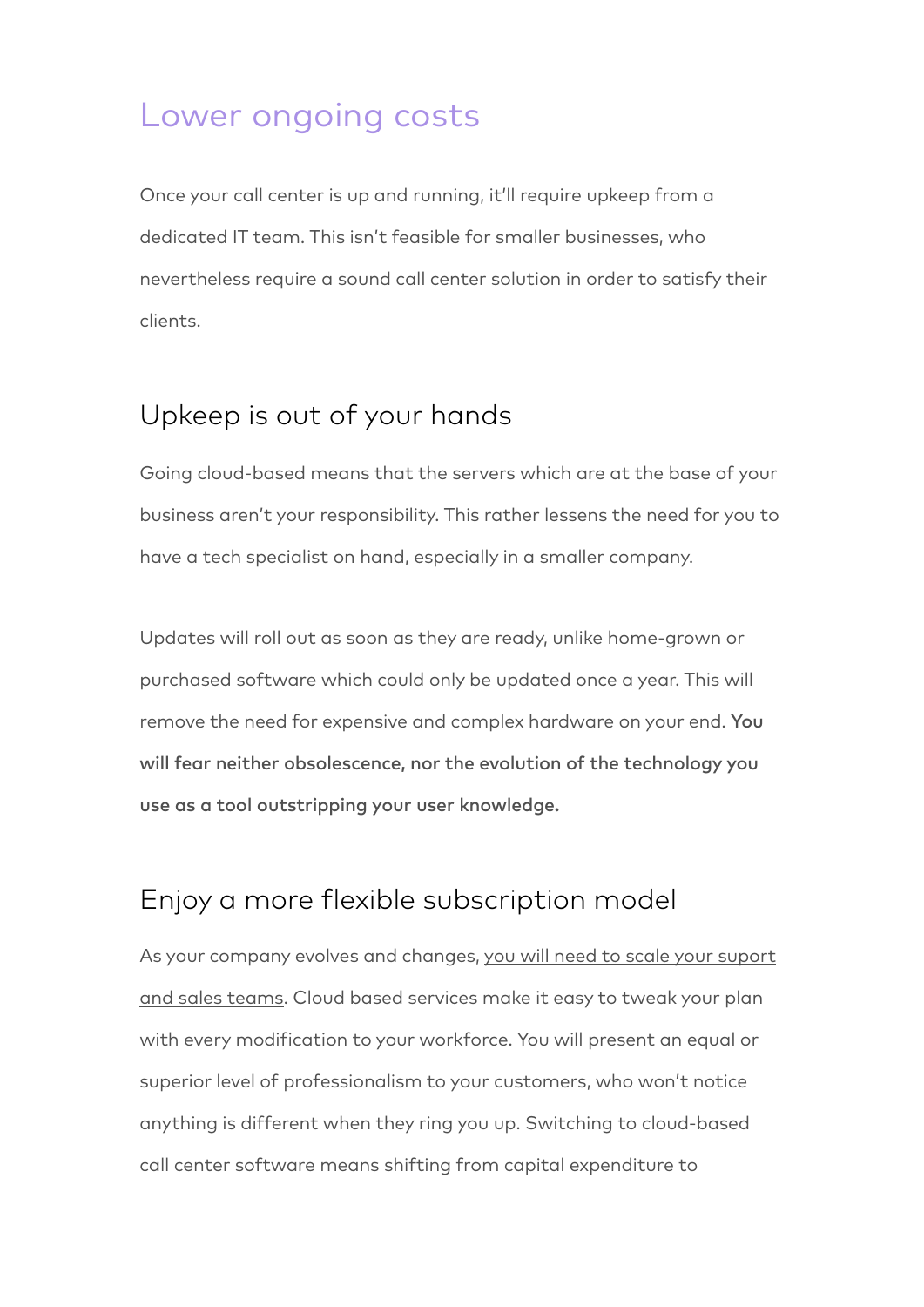## Lower ongoing costs

Once your call center is up and running, it'll require upkeep from a dedicated IT team. This isn't feasible for smaller businesses, who nevertheless require a sound call center solution in order to satisfy their clients.

### Upkeep is out of your hands

Going cloud-based means that the servers which are at the base of your business aren't your responsibility. This rather lessens the need for you to have a tech specialist on hand, especially in a smaller company.

Updates will roll out as soon as they are ready, unlike home-grown or purchased software which could only be updated once a year. This will remove the need for expensive and complex hardware on your end. **You will fear neither obsolescence, nor the evolution of the technology you use as a tool outstripping your user knowledge.**

### Enjoy a more flexible subscription model

As your company evolves and changes, you will need to scale your suport and sales teams. Cloud based services make it easy to tweak your plan with every modification to your workforce. You will present an equal or superior level of professionalism to your customers, who won't notice anything is different when they ring you up. Switching to cloud-based call center software means shifting from capital expenditure to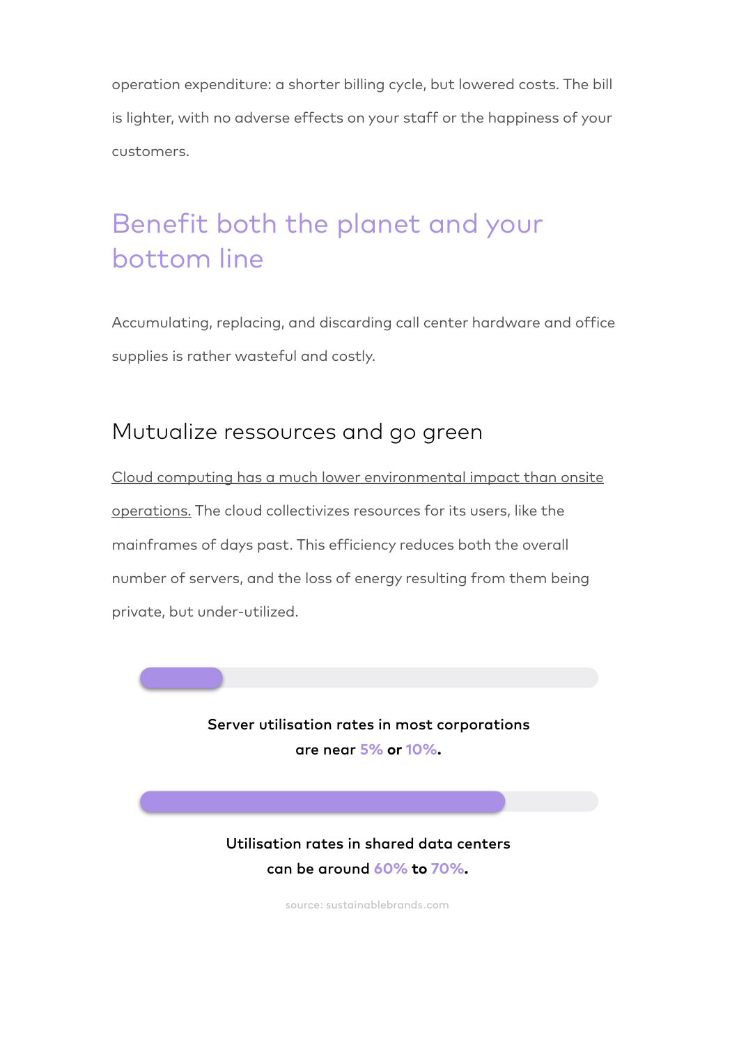operation expenditure: a shorter billing cycle, but lowered costs. The bill is lighter, with no adverse effects on your staff or the happiness of your customers.

## Benefit both the planet and your bottom line

Accumulating, replacing, and discarding call center hardware and office supplies is rather wasteful and costly.

### Mutualize ressources and go green

Cloud computing has a much lower environmental impact than onsite operations. The cloud collectivizes resources for its users, like the mainframes of days past. This efficiency reduces both the overall number of servers, and the loss of energy resulting from them being private, but under-utilized.

**Server utilisation rates in most corporations are near 5% or 10%.**

**Utilisation rates in shared data centers can be around 60% to 70%.**

source: sustainablebrands.com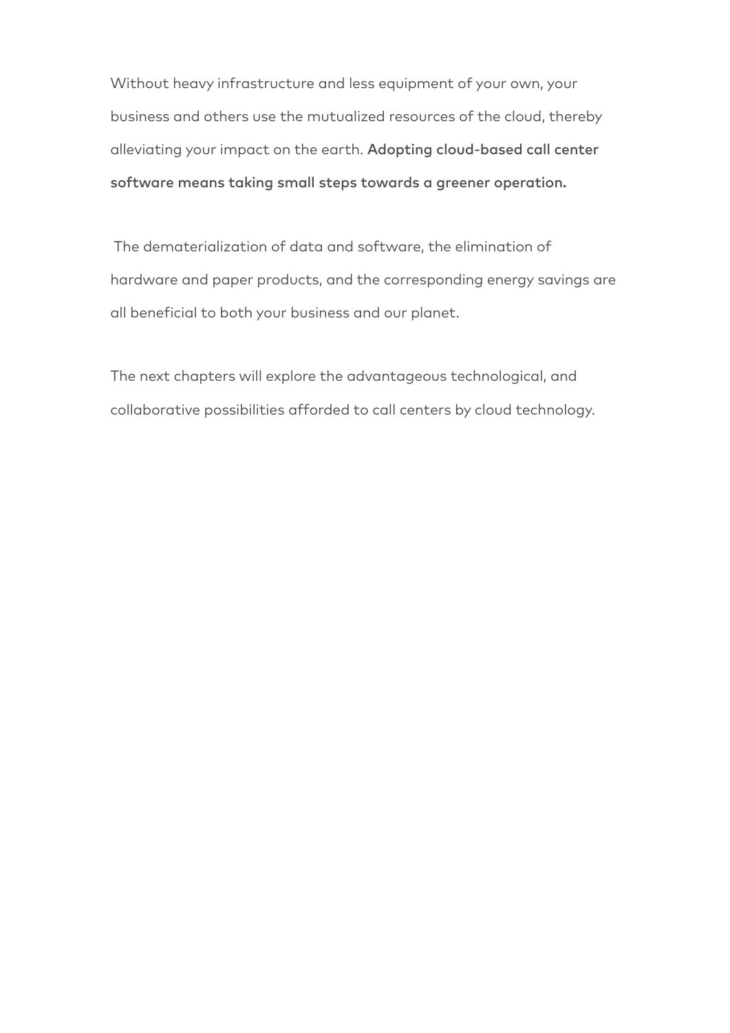Without heavy infrastructure and less equipment of your own, your business and others use the mutualized resources of the cloud, thereby alleviating your impact on the earth. **Adopting cloud-based call center software means taking small steps towards a greener operation.**

The dematerialization of data and software, the elimination of hardware and paper products, and the corresponding energy savings are all beneficial to both your business and our planet.

The next chapters will explore the advantageous technological, and collaborative possibilities afforded to call centers by cloud technology.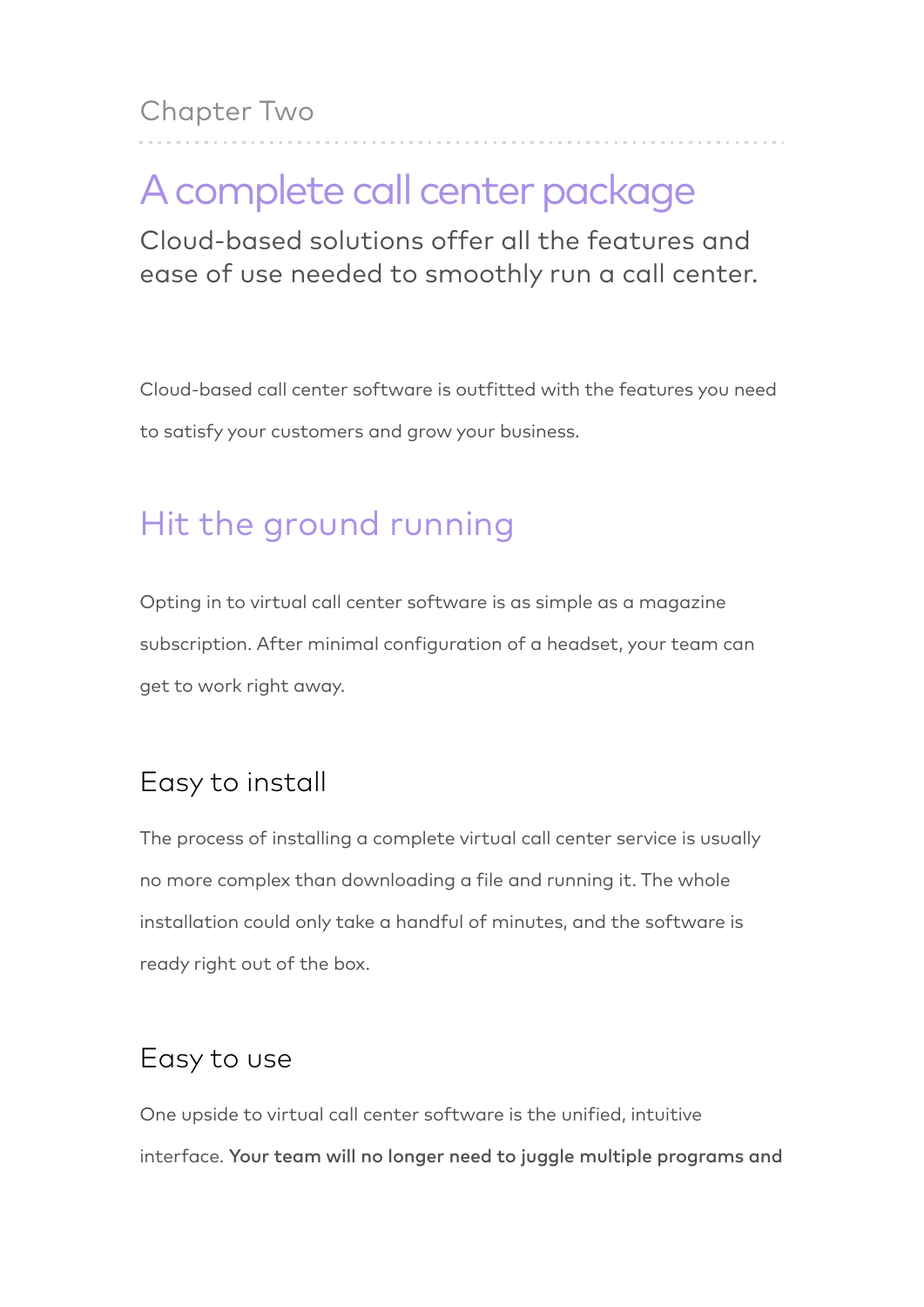Chapter Two

# A complete call center package

Cloud-based solutions offer all the features and ease of use needed to smoothly run a call center.

Cloud-based call center software is outfitted with the features you need to satisfy your customers and grow your business.

## Hit the ground running

Opting in to virtual call center software is as simple as a magazine subscription. After minimal configuration of a headset, your team can get to work right away.

### Easy to install

The process of installing a complete virtual call center service is usually no more complex than downloading a file and running it. The whole installation could only take a handful of minutes, and the software is ready right out of the box.

### Easy to use

One upside to virtual call center software is the unified, intuitive interface. **Your team will no longer need to juggle multiple programs and**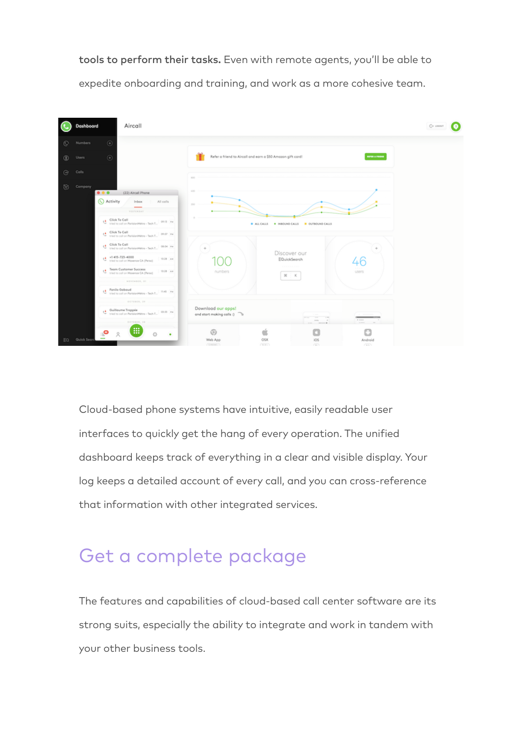**tools to perform their tasks.** Even with remote agents, you'll be able to expedite onboarding and training, and work as a more cohesive team.

Cloud-based phone systems have intuitive, easily readable user interfaces to quickly get the hang of every operation. The unified dashboard keeps track of everything in a clear and visible display. Your log keeps a detailed account of every call, and you can cross-reference that information with other integrated services.

## Get a complete package

The features and capabilities of cloud-based call center software are its strong suits, especially the ability to integrate and work in tandem with your other business tools.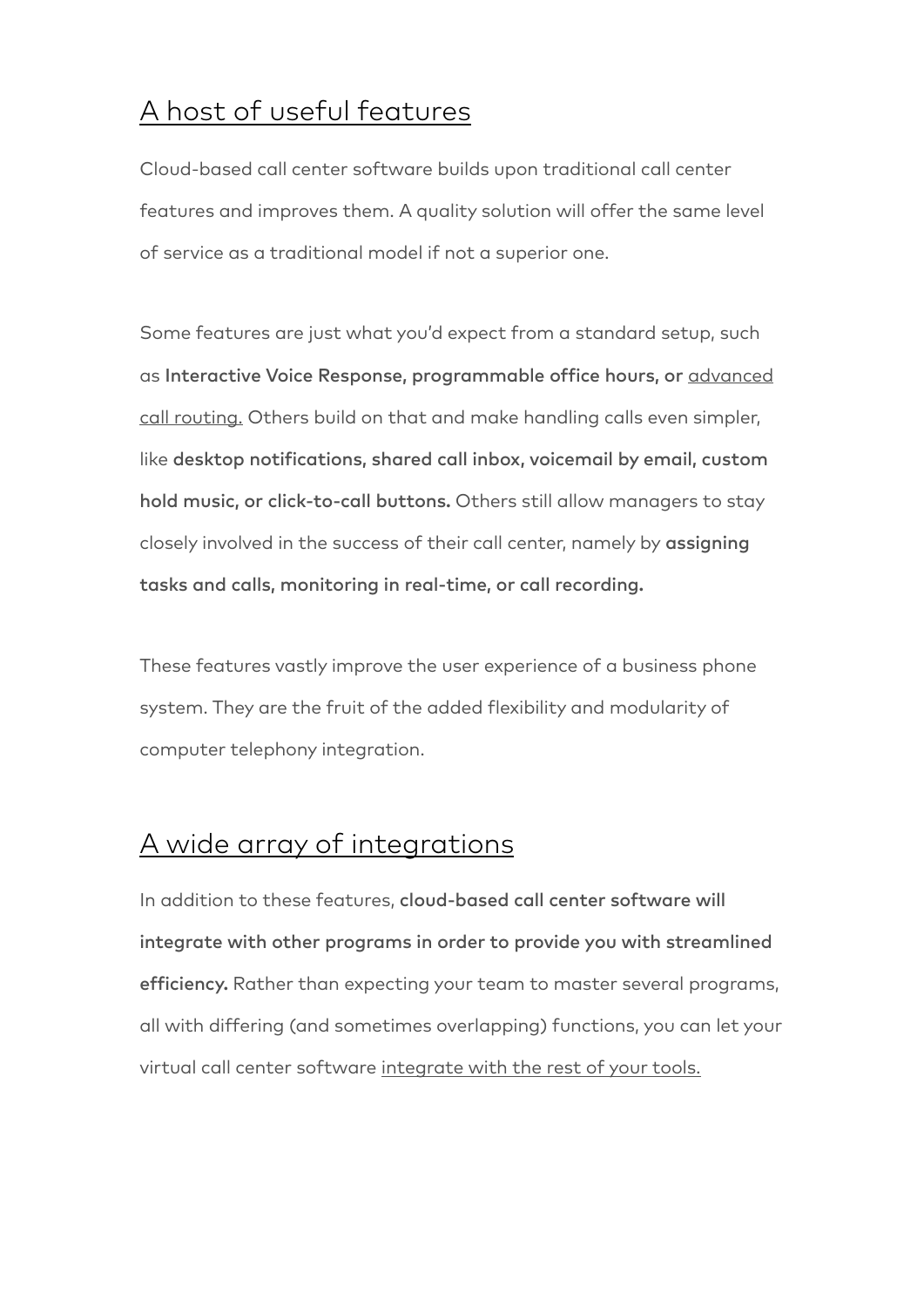## A host of useful features

Cloud-based call center software builds upon traditional call center features and improves them. A quality solution will offer the same level of service as a traditional model if not a superior one.

Some features are just what you'd expect from a standard setup, such as **Interactive Voice Response, programmable office hours, or** advanced call routing. Others build on that and make handling calls even simpler, like **desktop notifications, shared call inbox, voicemail by email, custom hold music, or click-to-call buttons.** Others still allow managers to stay closely involved in the success of their call center, namely by **assigning tasks and calls, monitoring in real-time, or call recording.**

These features vastly improve the user experience of a business phone system. They are the fruit of the added flexibility and modularity of computer telephony integration.

## A wide array of integrations

In addition to these features, **cloud-based call center software will integrate with other programs in order to provide you with streamlined efficiency.** Rather than expecting your team to master several programs, all with differing (and sometimes overlapping) functions, you can let your virtual call center software integrate with the rest of your tools.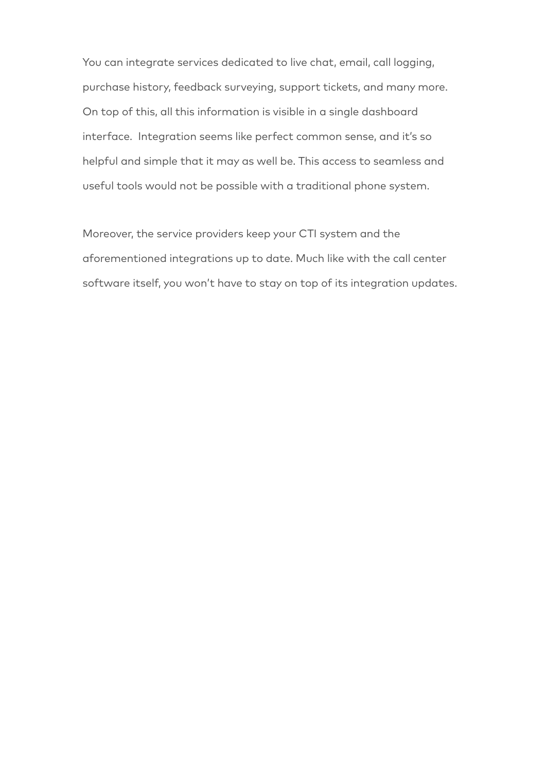You can integrate services dedicated to live chat, email, call logging, purchase history, feedback surveying, support tickets, and many more. On top of this, all this information is visible in a single dashboard interface.  Integration seems like perfect common sense, and it's so helpful and simple that it may as well be. This access to seamless and useful tools would not be possible with a traditional phone system.

Moreover, the service providers keep your CTI system and the aforementioned integrations up to date. Much like with the call center software itself, you won't have to stay on top of its integration updates.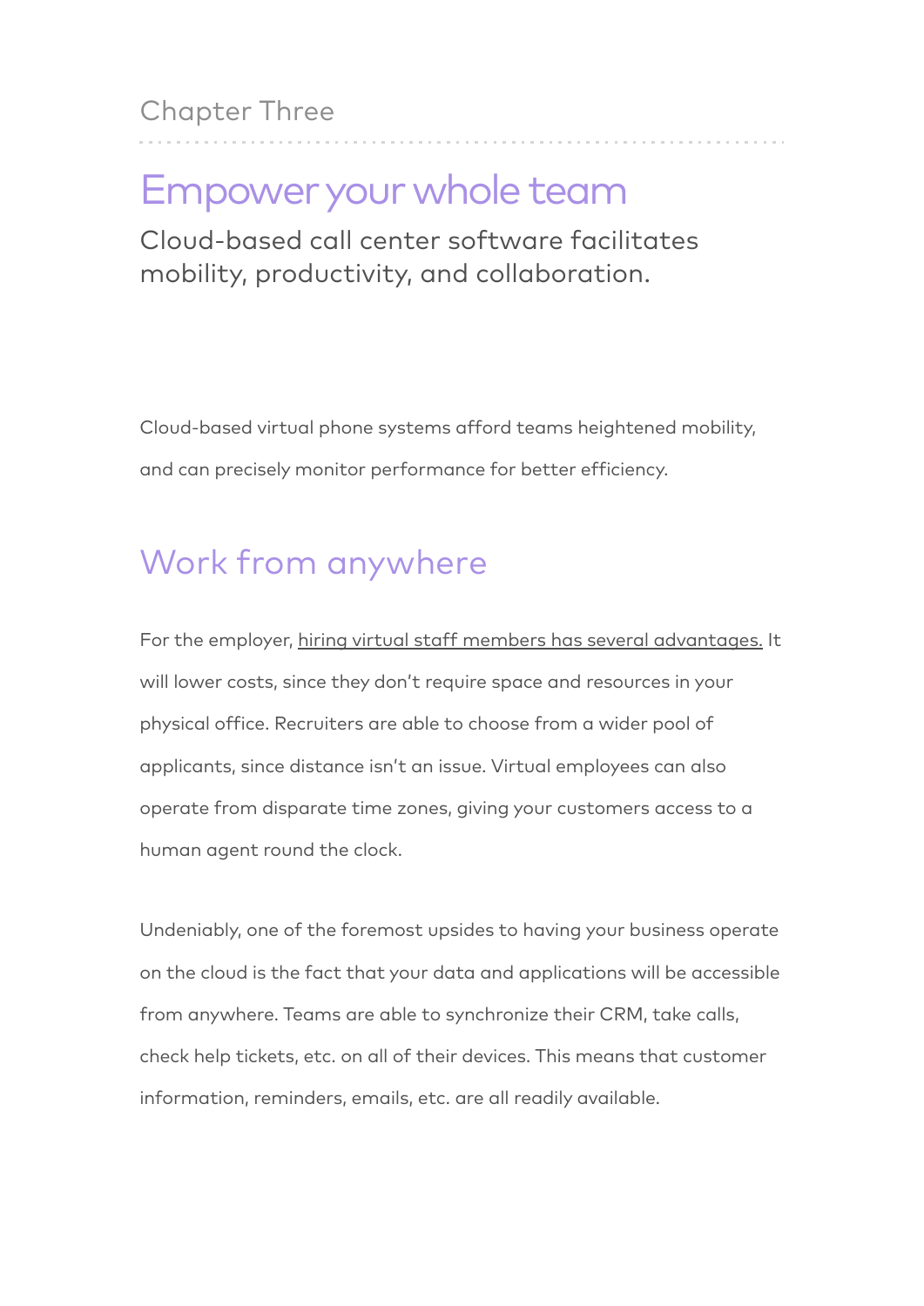Chapter Three

# Empower your whole team

Cloud-based call center software facilitates mobility, productivity, and collaboration.

Cloud-based virtual phone systems afford teams heightened mobility, and can precisely monitor performance for better efficiency.

## Work from anywhere

For the employer, hiring virtual staff members has several advantages. It will lower costs, since they don't require space and resources in your physical office. Recruiters are able to choose from a wider pool of applicants, since distance isn't an issue. Virtual employees can also operate from disparate time zones, giving your customers access to a human agent round the clock.

Undeniably, one of the foremost upsides to having your business operate on the cloud is the fact that your data and applications will be accessible from anywhere. Teams are able to synchronize their CRM, take calls, check help tickets, etc. on all of their devices. This means that customer information, reminders, emails, etc. are all readily available.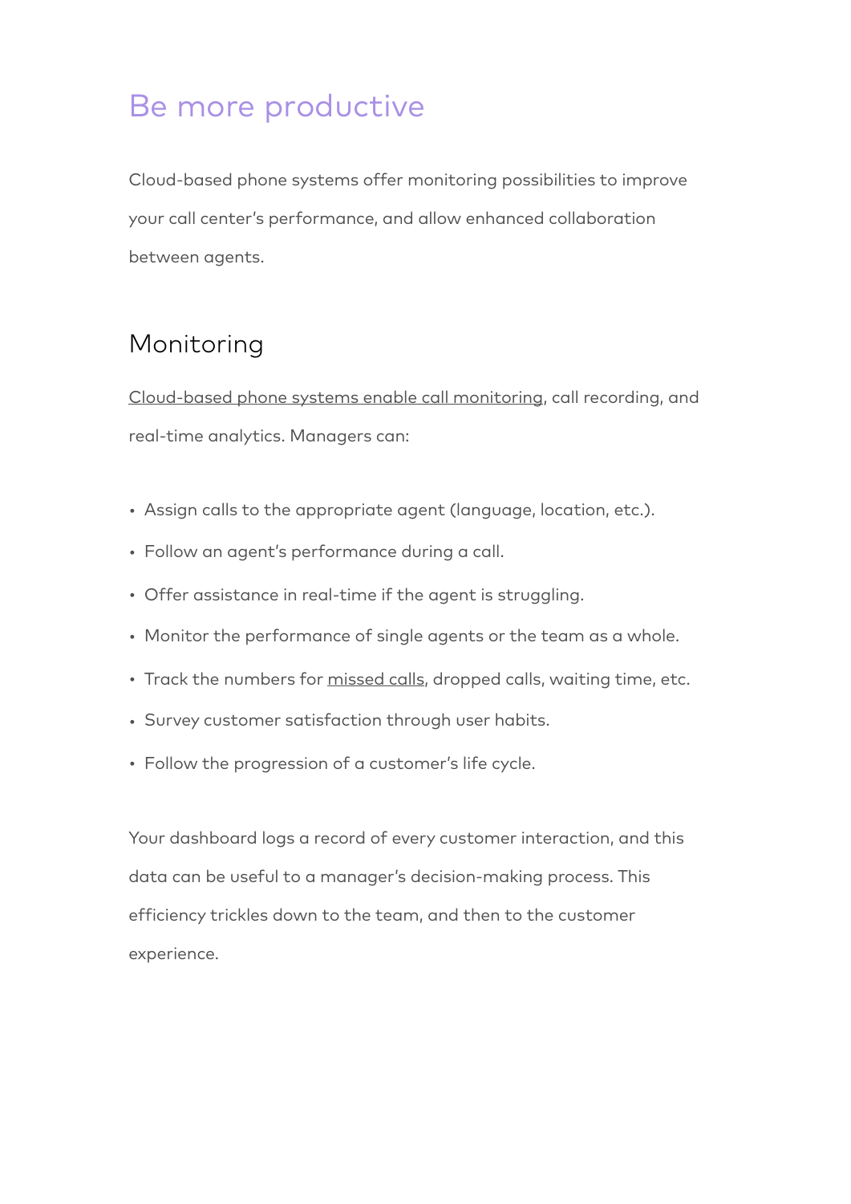## Be more productive

Cloud-based phone systems offer monitoring possibilities to improve your call center's performance, and allow enhanced collaboration between agents.

### Monitoring

Cloud-based phone systems enable call monitoring, call recording, and real-time analytics. Managers can:

- Assign calls to the appropriate agent (language, location, etc.).
- Follow an agent's performance during a call.
- Offer assistance in real-time if the agent is struggling.
- Monitor the performance of single agents or the team as a whole.
- Track the numbers for missed calls, dropped calls, waiting time, etc.
- Survey customer satisfaction through user habits.
- Follow the progression of a customer's life cycle.

Your dashboard logs a record of every customer interaction, and this data can be useful to a manager's decision-making process. This efficiency trickles down to the team, and then to the customer experience.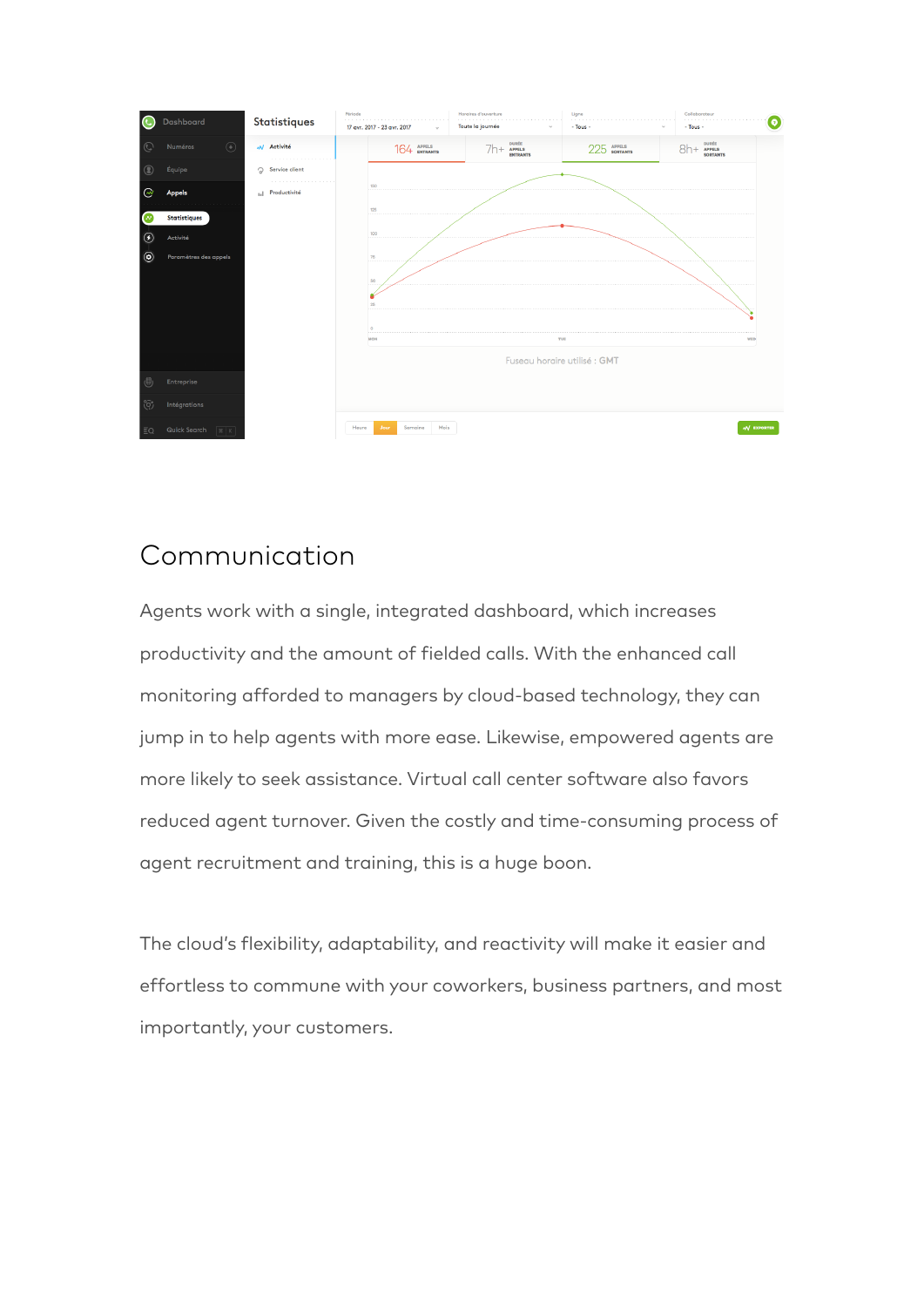## Communication

Agents work with a single, integrated dashboard, which increases productivity and the amount of fielded calls. With the enhanced call monitoring afforded to managers by cloud-based technology, they can jump in to help agents with more ease. Likewise, empowered agents are more likely to seek assistance. Virtual call center software also favors reduced agent turnover. Given the costly and time-consuming process of agent recruitment and training, this is a huge boon.

The cloud's flexibility, adaptability, and reactivity will make it easier and effortless to commune with your coworkers, business partners, and most importantly, your customers.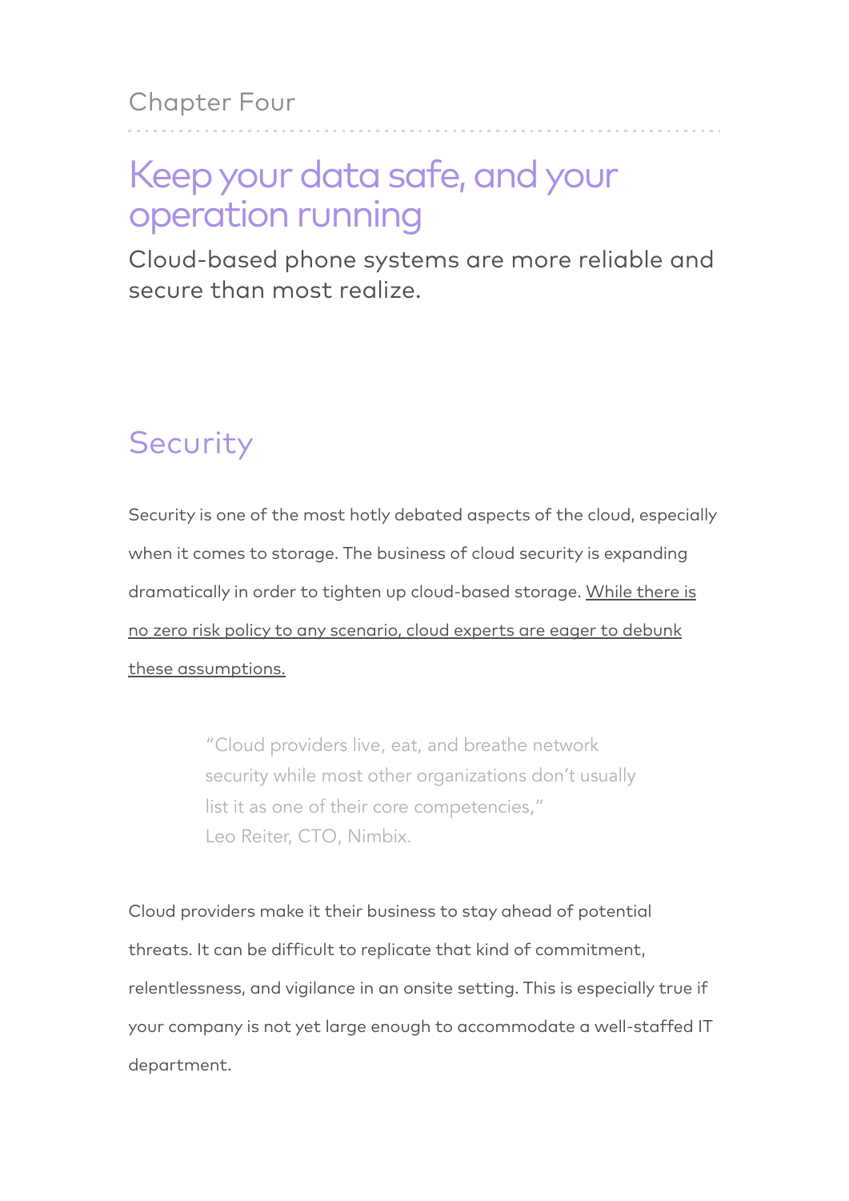Chapter Four

# Keep your data safe, and your operation running

Cloud-based phone systems are more reliable and secure than most realize.

## Security

Security is one of the most hotly debated aspects of the cloud, especially when it comes to storage. The business of cloud security is expanding dramatically in order to tighten up cloud-based storage. While there is no zero risk policy to any scenario, cloud experts are eager to debunk these assumptions.

> "Cloud providers live, eat, and breathe network security while most other organizations don't usually list it as one of their core competencies,"
> Leo Reiter, CTO, Nimbix.

Cloud providers make it their business to stay ahead of potential threats. It can be difficult to replicate that kind of commitment, relentlessness, and vigilance in an onsite setting. This is especially true if your company is not yet large enough to accommodate a well-staffed IT department.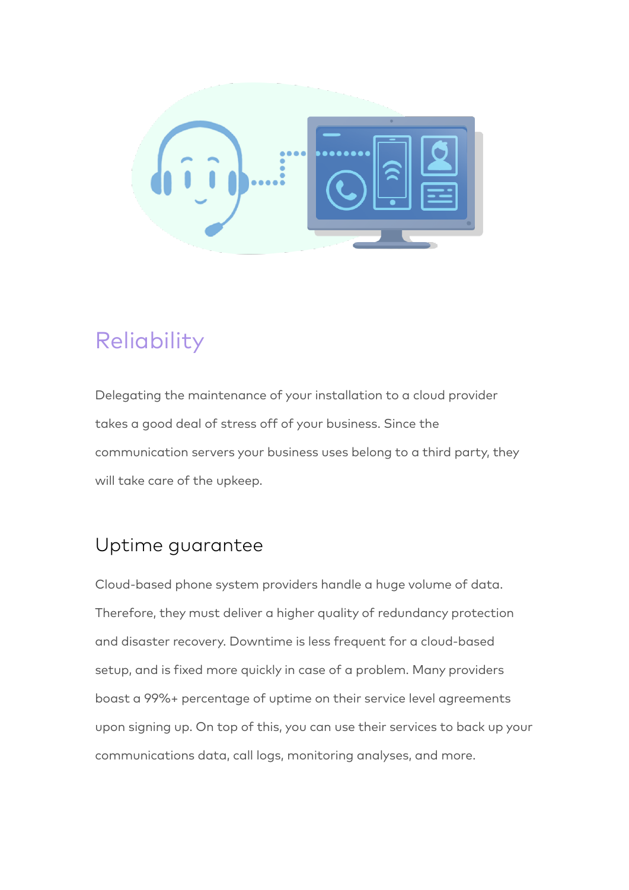## Reliability

Delegating the maintenance of your installation to a cloud provider takes a good deal of stress off of your business. Since the communication servers your business uses belong to a third party, they will take care of the upkeep.

### Uptime guarantee

Cloud-based phone system providers handle a huge volume of data. Therefore, they must deliver a higher quality of redundancy protection and disaster recovery. Downtime is less frequent for a cloud-based setup, and is fixed more quickly in case of a problem. Many providers boast a 99%+ percentage of uptime on their service level agreements upon signing up. On top of this, you can use their services to back up your communications data, call logs, monitoring analyses, and more.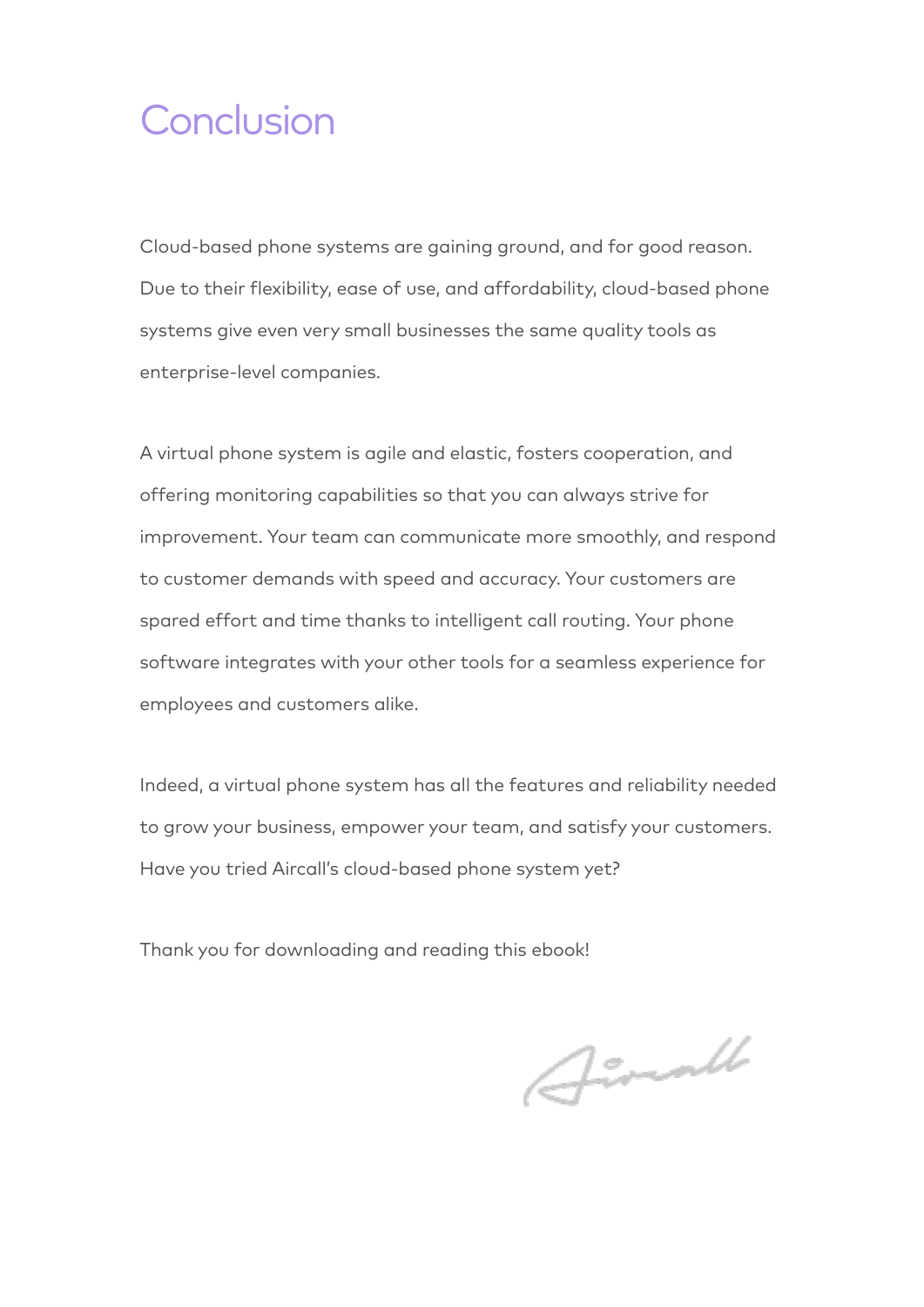# Conclusion

Cloud-based phone systems are gaining ground, and for good reason. Due to their flexibility, ease of use, and affordability, cloud-based phone systems give even very small businesses the same quality tools as enterprise-level companies.

A virtual phone system is agile and elastic, fosters cooperation, and offering monitoring capabilities so that you can always strive for improvement. Your team can communicate more smoothly, and respond to customer demands with speed and accuracy. Your customers are spared effort and time thanks to intelligent call routing. Your phone software integrates with your other tools for a seamless experience for employees and customers alike.

Indeed, a virtual phone system has all the features and reliability needed to grow your business, empower your team, and satisfy your customers. Have you tried Aircall's cloud-based phone system yet?

Thank you for downloading and reading this ebook!

Aircall